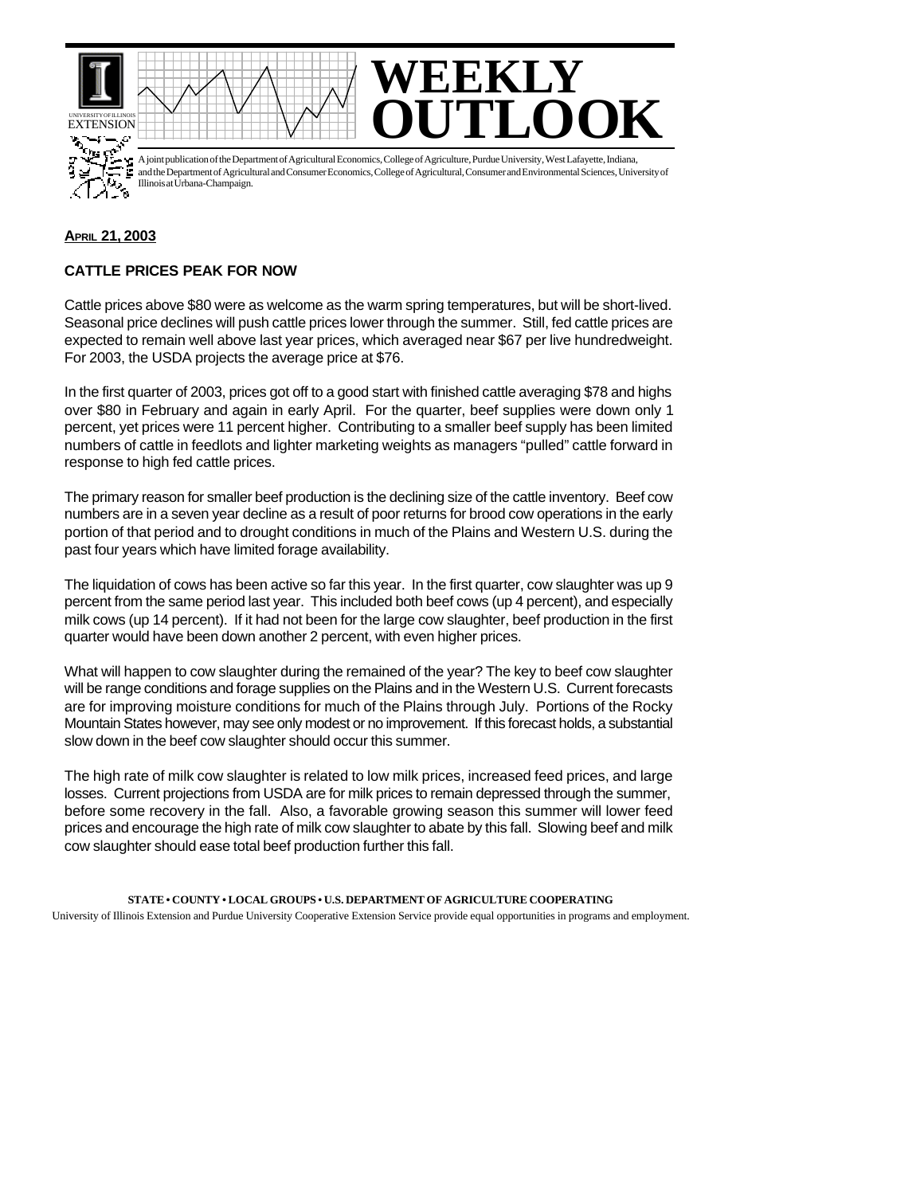# WEEKLY OUTLOOK

A joint publication of the Department of Agricultural Economics, College of Agriculture, Purdue University, West Lafayette, Indiana, and the Department of Agricultural and Consumer Economics, College of Agricultural, Consumer and Environmental Sciences, University of Illinois at Urbana-Champaign.

**APRIL 21, 2003**

## CATTLE PRICES PEAK FOR NOW

Cattle prices above $80 were as welcome as the warm spring temperatures, but will be short-lived. Seasonal price declines will push cattle prices lower through the summer. Still, fed cattle prices are expected to remain well above last year prices, which averaged near $67 per live hundredweight. For 2003, the USDA projects the average price at $76.

In the first quarter of 2003, prices got off to a good start with finished cattle averaging $78 and highs over $80 in February and again in early April. For the quarter, beef supplies were down only 1 percent, yet prices were 11 percent higher. Contributing to a smaller beef supply has been limited numbers of cattle in feedlots and lighter marketing weights as managers "pulled" cattle forward in response to high fed cattle prices.

The primary reason for smaller beef production is the declining size of the cattle inventory. Beef cow numbers are in a seven year decline as a result of poor returns for brood cow operations in the early portion of that period and to drought conditions in much of the Plains and Western U.S. during the past four years which have limited forage availability.

The liquidation of cows has been active so far this year. In the first quarter, cow slaughter was up 9 percent from the same period last year. This included both beef cows (up 4 percent), and especially milk cows (up 14 percent). If it had not been for the large cow slaughter, beef production in the first quarter would have been down another 2 percent, with even higher prices.

What will happen to cow slaughter during the remained of the year? The key to beef cow slaughter will be range conditions and forage supplies on the Plains and in the Western U.S. Current forecasts are for improving moisture conditions for much of the Plains through July. Portions of the Rocky Mountain States however, may see only modest or no improvement. If this forecast holds, a substantial slow down in the beef cow slaughter should occur this summer.

The high rate of milk cow slaughter is related to low milk prices, increased feed prices, and large losses. Current projections from USDA are for milk prices to remain depressed through the summer, before some recovery in the fall. Also, a favorable growing season this summer will lower feed prices and encourage the high rate of milk cow slaughter to abate by this fall. Slowing beef and milk cow slaughter should ease total beef production further this fall.

**STATE • COUNTY • LOCAL GROUPS • U.S. DEPARTMENT OF AGRICULTURE COOPERATING**

University of Illinois Extension and Purdue University Cooperative Extension Service provide equal opportunities in programs and employment.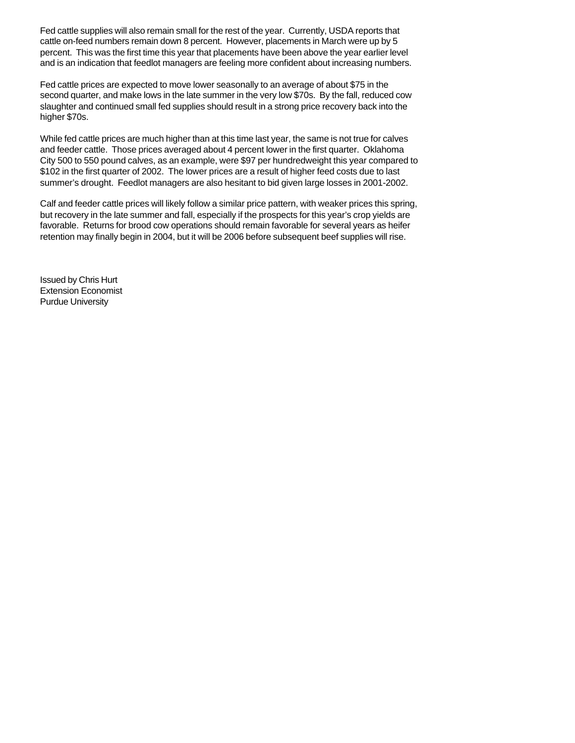Fed cattle supplies will also remain small for the rest of the year. Currently, USDA reports that cattle on-feed numbers remain down 8 percent. However, placements in March were up by 5 percent. This was the first time this year that placements have been above the year earlier level and is an indication that feedlot managers are feeling more confident about increasing numbers.

Fed cattle prices are expected to move lower seasonally to an average of about $75 in the second quarter, and make lows in the late summer in the very low $70s. By the fall, reduced cow slaughter and continued small fed supplies should result in a strong price recovery back into the higher $70s.

While fed cattle prices are much higher than at this time last year, the same is not true for calves and feeder cattle. Those prices averaged about 4 percent lower in the first quarter. Oklahoma City 500 to 550 pound calves, as an example, were $97 per hundredweight this year compared to $102 in the first quarter of 2002. The lower prices are a result of higher feed costs due to last summer's drought. Feedlot managers are also hesitant to bid given large losses in 2001-2002.

Calf and feeder cattle prices will likely follow a similar price pattern, with weaker prices this spring, but recovery in the late summer and fall, especially if the prospects for this year's crop yields are favorable. Returns for brood cow operations should remain favorable for several years as heifer retention may finally begin in 2004, but it will be 2006 before subsequent beef supplies will rise.

Issued by Chris Hurt
Extension Economist
Purdue University